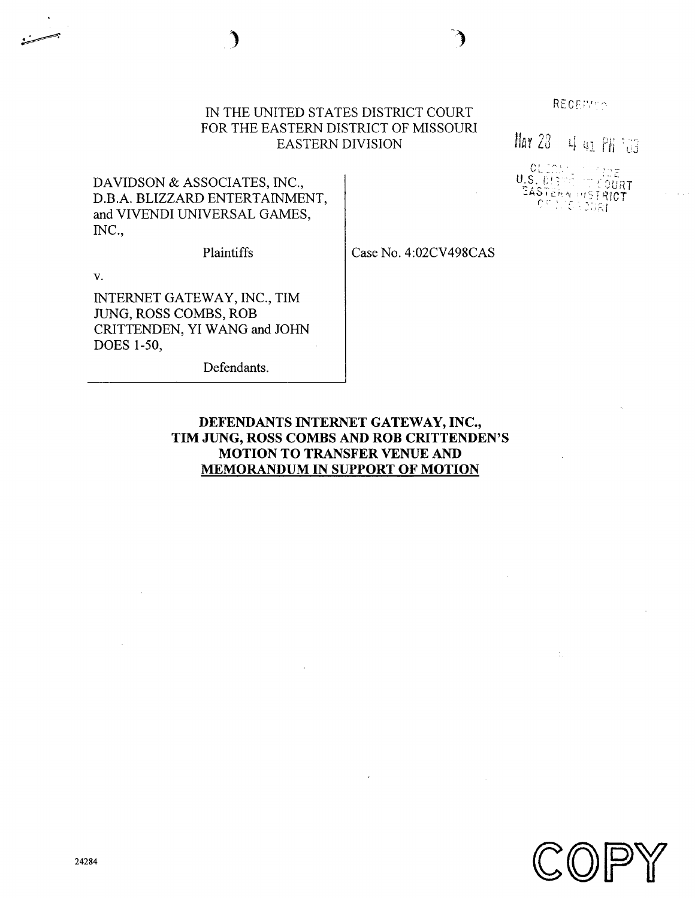IN THE UNITED STATES DISTRICT COURT
FOR THE EASTERN DISTRICT OF MISSOURI
EASTERN DIVISION

RECEIVED

MAY 28 4 41 PM '03

CLERK OF COURT
U.S. DISTRICT COURT
EASTERN DISTRICT
OF MISSOURI

DAVIDSON & ASSOCIATES, INC., D.B.A. BLIZZARD ENTERTAINMENT, and VIVENDI UNIVERSAL GAMES, INC.,

Plaintiffs

v.

INTERNET GATEWAY, INC., TIM JUNG, ROSS COMBS, ROB CRITTENDEN, YI WANG and JOHN DOES 1-50,

Defendants.

Case No. 4:02CV498CAS

**DEFENDANTS INTERNET GATEWAY, INC., TIM JUNG, ROSS COMBS AND ROB CRITTENDEN'S MOTION TO TRANSFER VENUE AND MEMORANDUM IN SUPPORT OF MOTION**

24284

COPY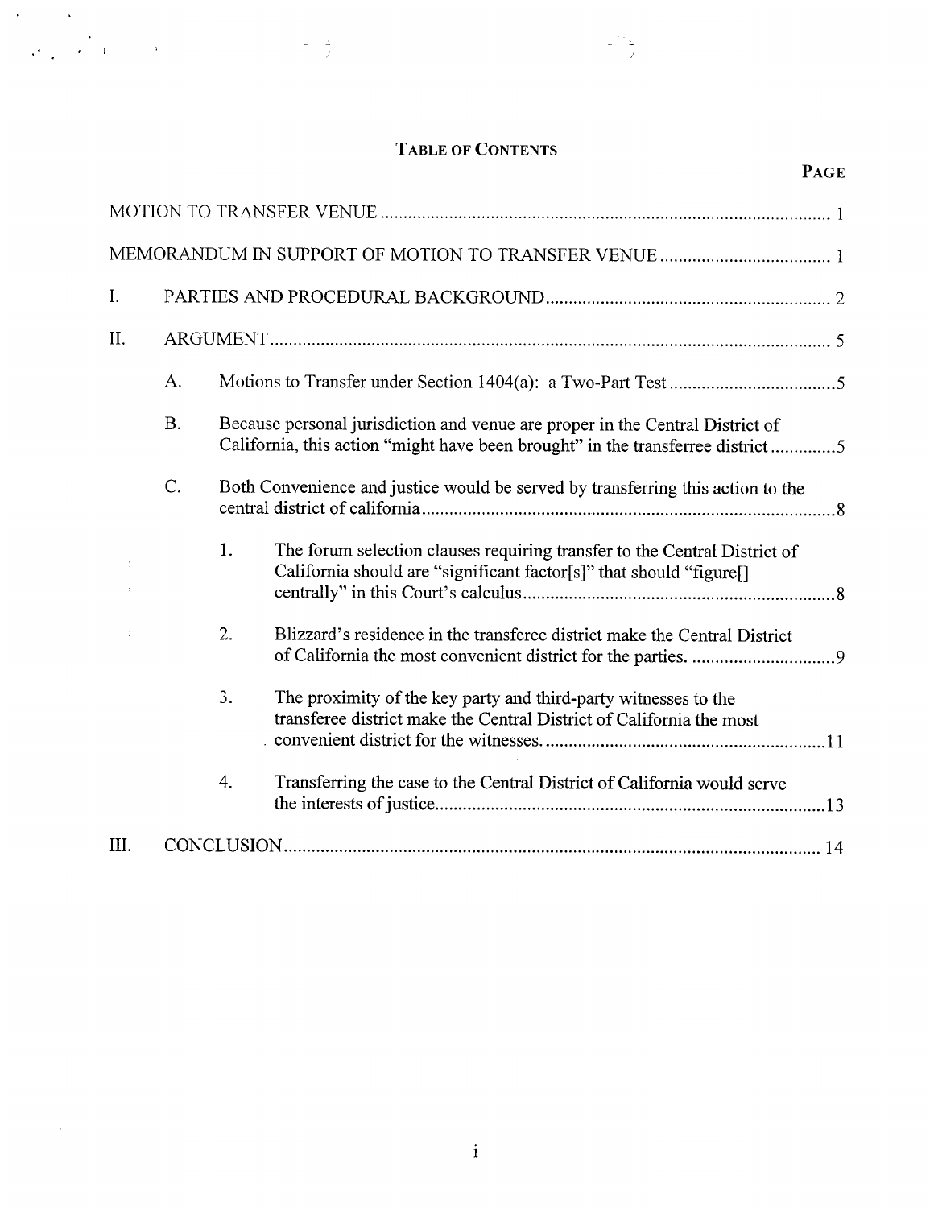# TABLE OF CONTENTS

**PAGE**

MOTION TO TRANSFER VENUE ........................................................................................ 1

MEMORANDUM IN SUPPORT OF MOTION TO TRANSFER VENUE ..................................... 1

I. PARTIES AND PROCEDURAL BACKGROUND ............................................................. 2

II. ARGUMENT ......................................................................................................... 5

- A. Motions to Transfer under Section 1404(a): a Two-Part Test ........................................ 5
- B. Because personal jurisdiction and venue are proper in the Central District of California, this action "might have been brought" in the transferree district .............. 5
- C. Both Convenience and justice would be served by transferring this action to the central district of california ........................................................................................ 8
  1. The forum selection clauses requiring transfer to the Central District of California should are "significant factor[s]" that should "figure[] centrally" in this Court's calculus .................................................................... 8
  2. Blizzard's residence in the transferee district make the Central District of California the most convenient district for the parties. ............................... 9
  3. The proximity of the key party and third-party witnesses to the transferee district make the Central District of California the most convenient district for the witnesses. ............................................................. 11
  4. Transferring the case to the Central District of California would serve the interests of justice ..................................................................................... 13

III. CONCLUSION ..................................................................................................... 14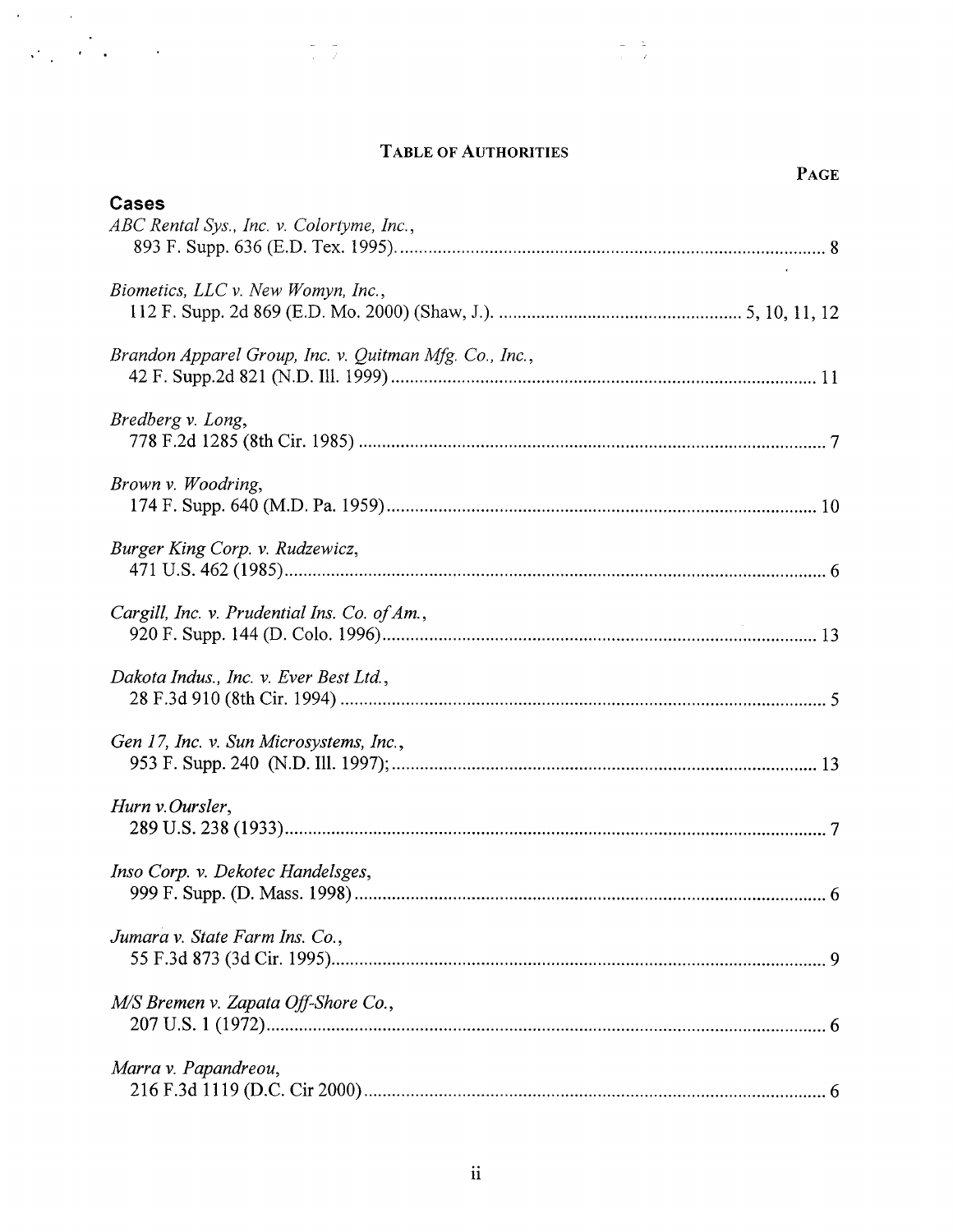# TABLE OF AUTHORITIES

PAGE

## Cases

*ABC Rental Sys., Inc. v. Colortyme, Inc.*,
893 F. Supp. 636 (E.D. Tex. 1995). ........................................................................................ 8

*Biometics, LLC v. New Womyn, Inc.*,
112 F. Supp. 2d 869 (E.D. Mo. 2000) (Shaw, J.). .................................................. 5, 10, 11, 12

*Brandon Apparel Group, Inc. v. Quitman Mfg. Co., Inc.*,
42 F. Supp.2d 821 (N.D. Ill. 1999) .......................................................................................... 11

*Bredberg v. Long*,
778 F.2d 1285 (8th Cir. 1985) .................................................................................................... 7

*Brown v. Woodring*,
174 F. Supp. 640 (M.D. Pa. 1959) ........................................................................................... 10

*Burger King Corp. v. Rudzewicz*,
471 U.S. 462 (1985) .................................................................................................................... 6

*Cargill, Inc. v. Prudential Ins. Co. of Am.*,
920 F. Supp. 144 (D. Colo. 1996) ............................................................................................ 13

*Dakota Indus., Inc. v. Ever Best Ltd.*,
28 F.3d 910 (8th Cir. 1994) ........................................................................................................ 5

*Gen 17, Inc. v. Sun Microsystems, Inc.*,
953 F. Supp. 240 (N.D. Ill. 1997); .......................................................................................... 13

*Hurn v. Oursler*,
289 U.S. 238 (1933) .................................................................................................................... 7

*Inso Corp. v. Dekotec Handelsges*,
999 F. Supp. (D. Mass. 1998) ..................................................................................................... 6

*Jumara v. State Farm Ins. Co.*,
55 F.3d 873 (3d Cir. 1995) .......................................................................................................... 9

*M/S Bremen v. Zapata Off-Shore Co.*,
207 U.S. 1 (1972) ........................................................................................................................ 6

*Marra v. Papandreou*,
216 F.3d 1119 (D.C. Cir 2000) ................................................................................................... 6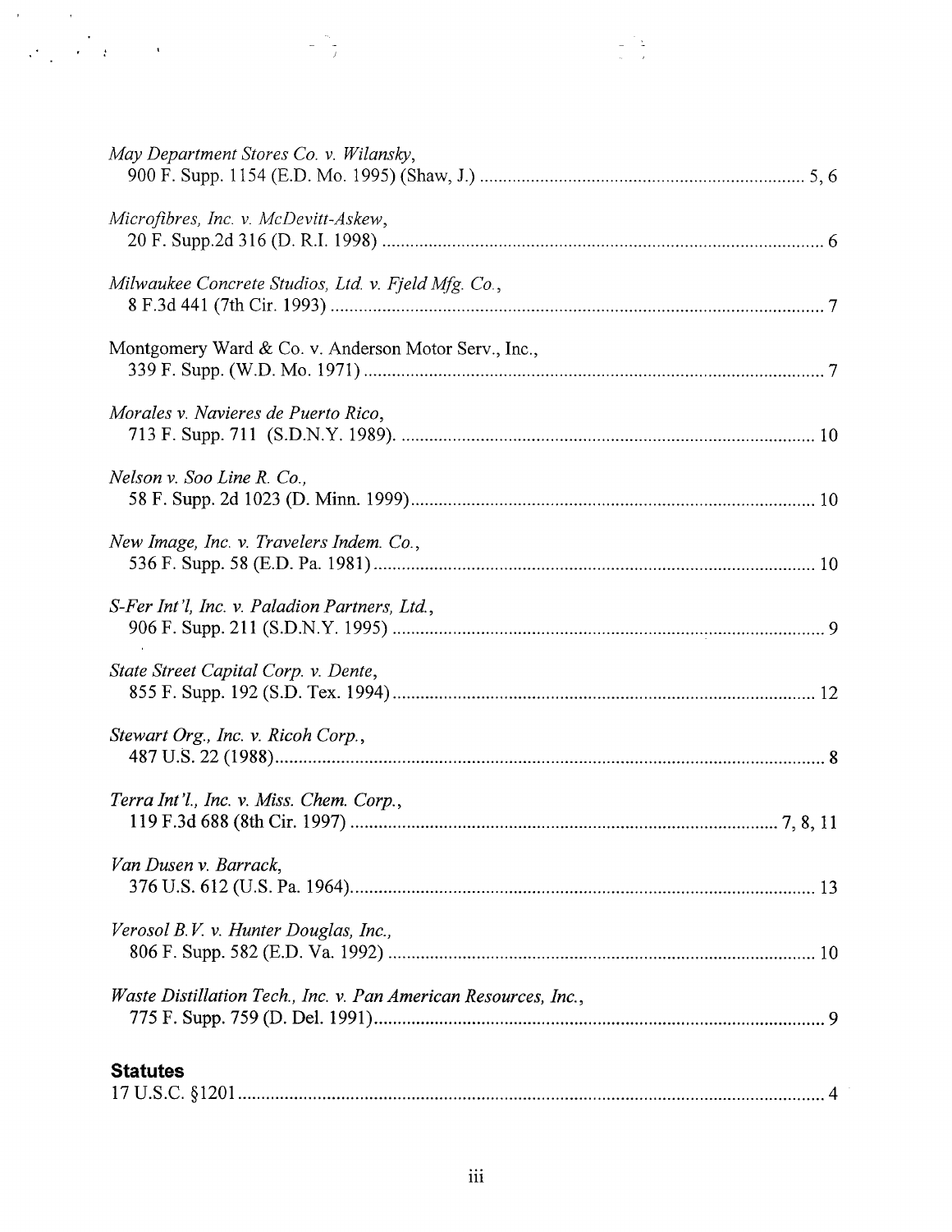*May Department Stores Co. v. Wilansky*,
900 F. Supp. 1154 (E.D. Mo. 1995) (Shaw, J.) ........................................................................ 5, 6

*Microfibres, Inc. v. McDevitt-Askew*,
20 F. Supp.2d 316 (D. R.I. 1998) ................................................................................................ 6

*Milwaukee Concrete Studios, Ltd. v. Fjeld Mfg. Co.*,
8 F.3d 441 (7th Cir. 1993) ........................................................................................................... 7

Montgomery Ward & Co. v. Anderson Motor Serv., Inc.,
339 F. Supp. (W.D. Mo. 1971) .................................................................................................... 7

*Morales v. Navieres de Puerto Rico*,
713 F. Supp. 711 (S.D.N.Y. 1989). .......................................................................................... 10

*Nelson v. Soo Line R. Co.*,
58 F. Supp. 2d 1023 (D. Minn. 1999) ........................................................................................ 10

*New Image, Inc. v. Travelers Indem. Co.*,
536 F. Supp. 58 (E.D. Pa. 1981) ................................................................................................ 10

*S-Fer Int'l, Inc. v. Paladion Partners, Ltd.*,
906 F. Supp. 211 (S.D.N.Y. 1995) .............................................................................................. 9

*State Street Capital Corp. v. Dente*,
855 F. Supp. 192 (S.D. Tex. 1994) ............................................................................................ 12

*Stewart Org., Inc. v. Ricoh Corp.*,
487 U.S. 22 (1988) ....................................................................................................................... 8

*Terra Int'l., Inc. v. Miss. Chem. Corp.*,
119 F.3d 688 (8th Cir. 1997) ............................................................................................. 7, 8, 11

*Van Dusen v. Barrack*,
376 U.S. 612 (U.S. Pa. 1964) ..................................................................................................... 13

*Verosol B.V. v. Hunter Douglas, Inc.*,
806 F. Supp. 582 (E.D. Va. 1992) ............................................................................................. 10

*Waste Distillation Tech., Inc. v. Pan American Resources, Inc.*,
775 F. Supp. 759 (D. Del. 1991) .................................................................................................. 9

## Statutes

17 U.S.C. §1201 ............................................................................................................................. 4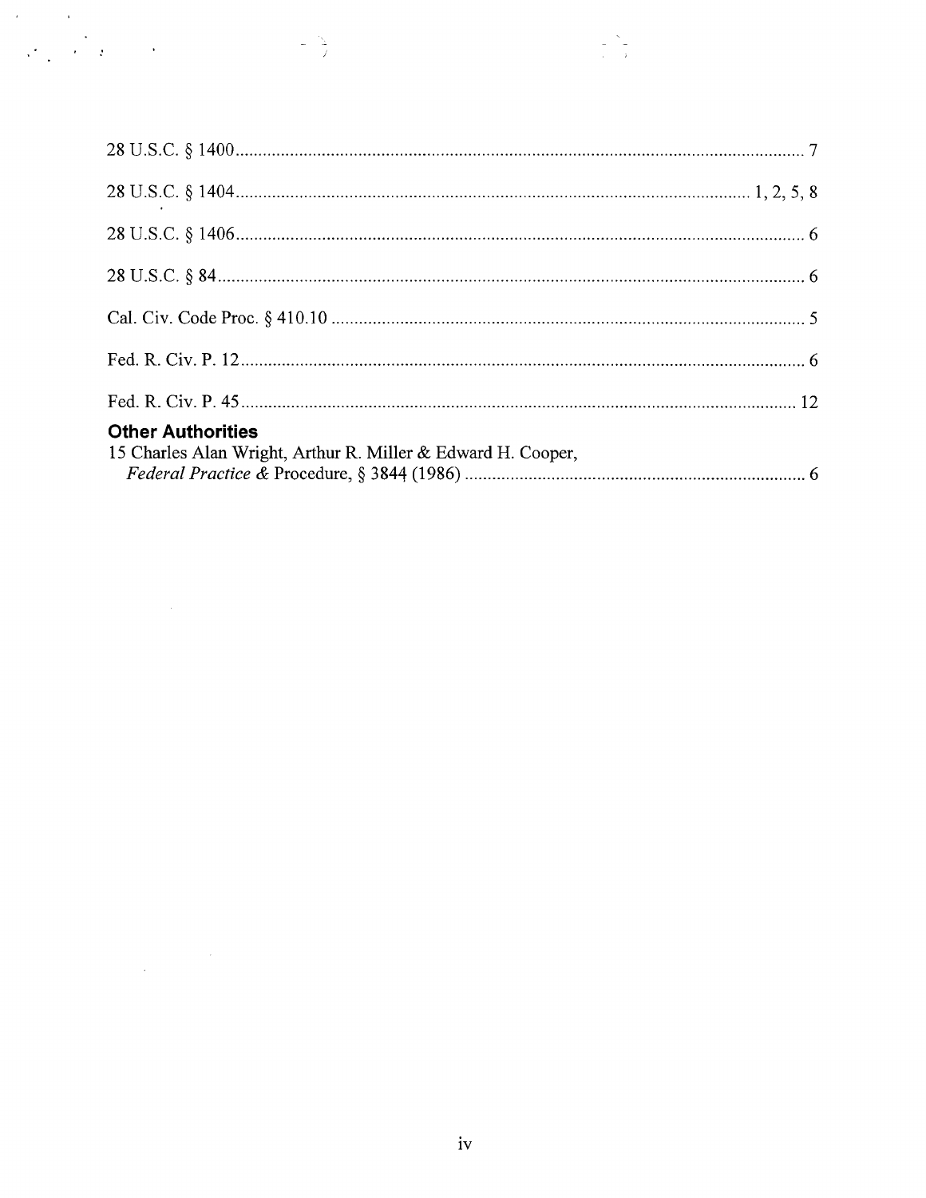28 U.S.C. § 1400 .......................................................................................................................... 7

28 U.S.C. § 1404 ................................................................................................................ 1, 2, 5, 8

28 U.S.C. § 1406 .......................................................................................................................... 6

28 U.S.C. § 84 .............................................................................................................................. 6

Cal. Civ. Code Proc. § 410.10 ...................................................................................................... 5

Fed. R. Civ. P. 12 .......................................................................................................................... 6

Fed. R. Civ. P. 45 ........................................................................................................................ 12

**Other Authorities**

15 Charles Alan Wright, Arthur R. Miller & Edward H. Cooper,
*Federal Practice &* Procedure, § 3844 (1986) ......................................................................... 6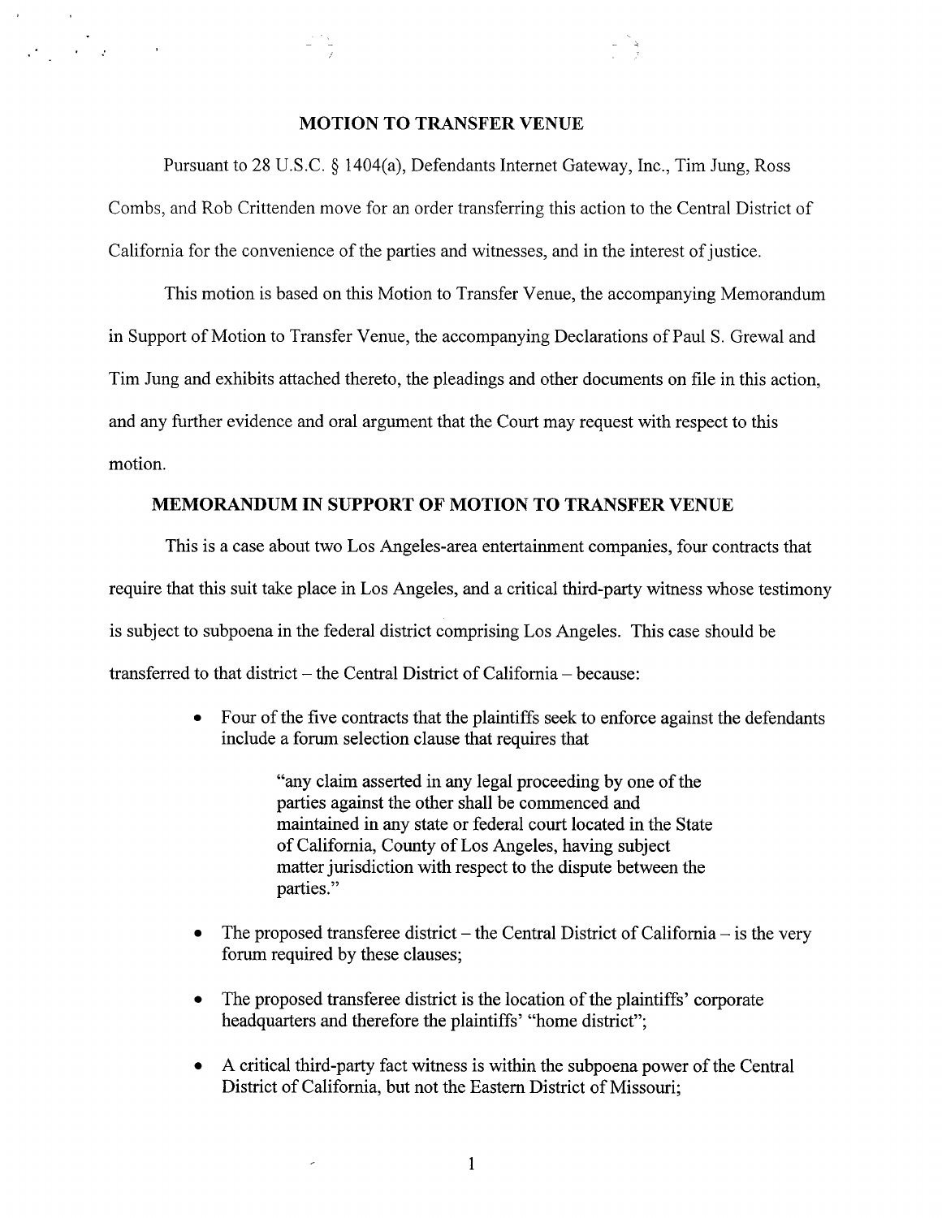## MOTION TO TRANSFER VENUE

Pursuant to 28 U.S.C. § 1404(a), Defendants Internet Gateway, Inc., Tim Jung, Ross Combs, and Rob Crittenden move for an order transferring this action to the Central District of California for the convenience of the parties and witnesses, and in the interest of justice.

This motion is based on this Motion to Transfer Venue, the accompanying Memorandum in Support of Motion to Transfer Venue, the accompanying Declarations of Paul S. Grewal and Tim Jung and exhibits attached thereto, the pleadings and other documents on file in this action, and any further evidence and oral argument that the Court may request with respect to this motion.

## MEMORANDUM IN SUPPORT OF MOTION TO TRANSFER VENUE

This is a case about two Los Angeles-area entertainment companies, four contracts that require that this suit take place in Los Angeles, and a critical third-party witness whose testimony is subject to subpoena in the federal district comprising Los Angeles. This case should be transferred to that district – the Central District of California – because:

- Four of the five contracts that the plaintiffs seek to enforce against the defendants include a forum selection clause that requires that

  > "any claim asserted in any legal proceeding by one of the parties against the other shall be commenced and maintained in any state or federal court located in the State of California, County of Los Angeles, having subject matter jurisdiction with respect to the dispute between the parties."

- The proposed transferee district – the Central District of California – is the very forum required by these clauses;
- The proposed transferee district is the location of the plaintiffs' corporate headquarters and therefore the plaintiffs' "home district";
- A critical third-party fact witness is within the subpoena power of the Central District of California, but not the Eastern District of Missouri;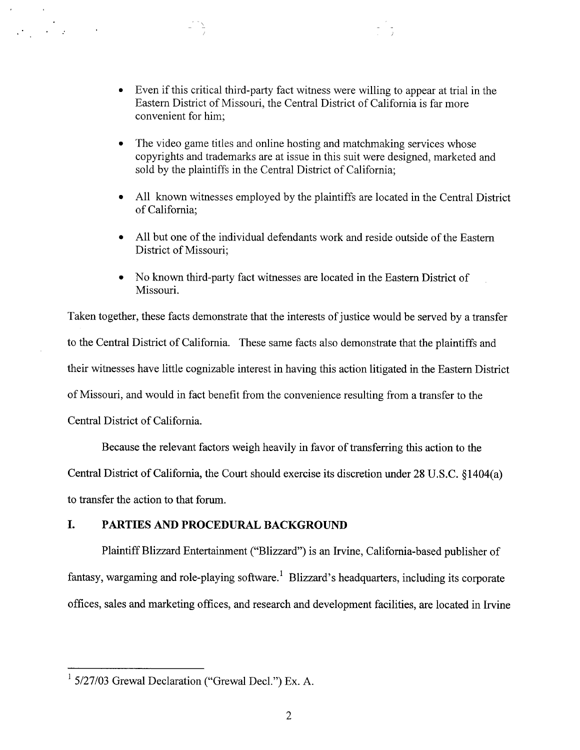- Even if this critical third-party fact witness were willing to appear at trial in the Eastern District of Missouri, the Central District of California is far more convenient for him;

- The video game titles and online hosting and matchmaking services whose copyrights and trademarks are at issue in this suit were designed, marketed and sold by the plaintiffs in the Central District of California;

- All known witnesses employed by the plaintiffs are located in the Central District of California;

- All but one of the individual defendants work and reside outside of the Eastern District of Missouri;

- No known third-party fact witnesses are located in the Eastern District of Missouri.

Taken together, these facts demonstrate that the interests of justice would be served by a transfer to the Central District of California. These same facts also demonstrate that the plaintiffs and their witnesses have little cognizable interest in having this action litigated in the Eastern District of Missouri, and would in fact benefit from the convenience resulting from a transfer to the Central District of California.

Because the relevant factors weigh heavily in favor of transferring this action to the Central District of California, the Court should exercise its discretion under 28 U.S.C. §1404(a) to transfer the action to that forum.

## I. PARTIES AND PROCEDURAL BACKGROUND

Plaintiff Blizzard Entertainment ("Blizzard") is an Irvine, California-based publisher of fantasy, wargaming and role-playing software.[1] Blizzard's headquarters, including its corporate offices, sales and marketing offices, and research and development facilities, are located in Irvine

---

[1] 5/27/03 Grewal Declaration ("Grewal Decl.") Ex. A.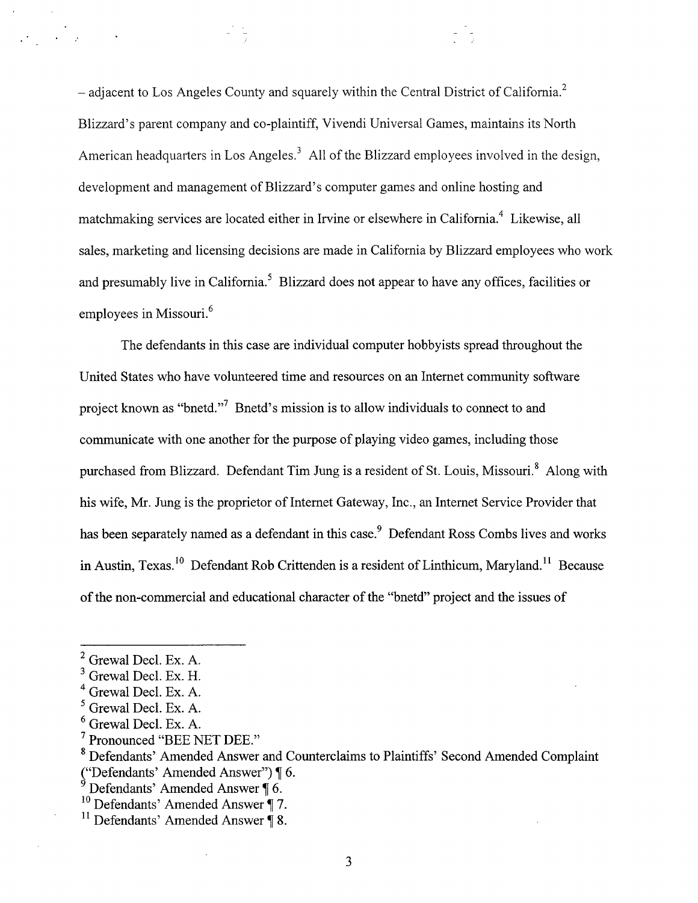– adjacent to Los Angeles County and squarely within the Central District of California.[2] Blizzard's parent company and co-plaintiff, Vivendi Universal Games, maintains its North American headquarters in Los Angeles.[3] All of the Blizzard employees involved in the design, development and management of Blizzard's computer games and online hosting and matchmaking services are located either in Irvine or elsewhere in California.[4] Likewise, all sales, marketing and licensing decisions are made in California by Blizzard employees who work and presumably live in California.[5] Blizzard does not appear to have any offices, facilities or employees in Missouri.[6]

The defendants in this case are individual computer hobbyists spread throughout the United States who have volunteered time and resources on an Internet community software project known as "bnetd."[7] Bnetd's mission is to allow individuals to connect to and communicate with one another for the purpose of playing video games, including those purchased from Blizzard. Defendant Tim Jung is a resident of St. Louis, Missouri.[8] Along with his wife, Mr. Jung is the proprietor of Internet Gateway, Inc., an Internet Service Provider that has been separately named as a defendant in this case.[9] Defendant Ross Combs lives and works in Austin, Texas.[10] Defendant Rob Crittenden is a resident of Linthicum, Maryland.[11] Because of the non-commercial and educational character of the "bnetd" project and the issues of

---

[2] Grewal Decl. Ex. A.

[3] Grewal Decl. Ex. H.

[4] Grewal Decl. Ex. A.

[5] Grewal Decl. Ex. A.

[6] Grewal Decl. Ex. A.

[7] Pronounced "BEE NET DEE."

[8] Defendants' Amended Answer and Counterclaims to Plaintiffs' Second Amended Complaint ("Defendants' Amended Answer") ¶ 6.

[9] Defendants' Amended Answer ¶ 6.

[10] Defendants' Amended Answer ¶ 7.

[11] Defendants' Amended Answer ¶ 8.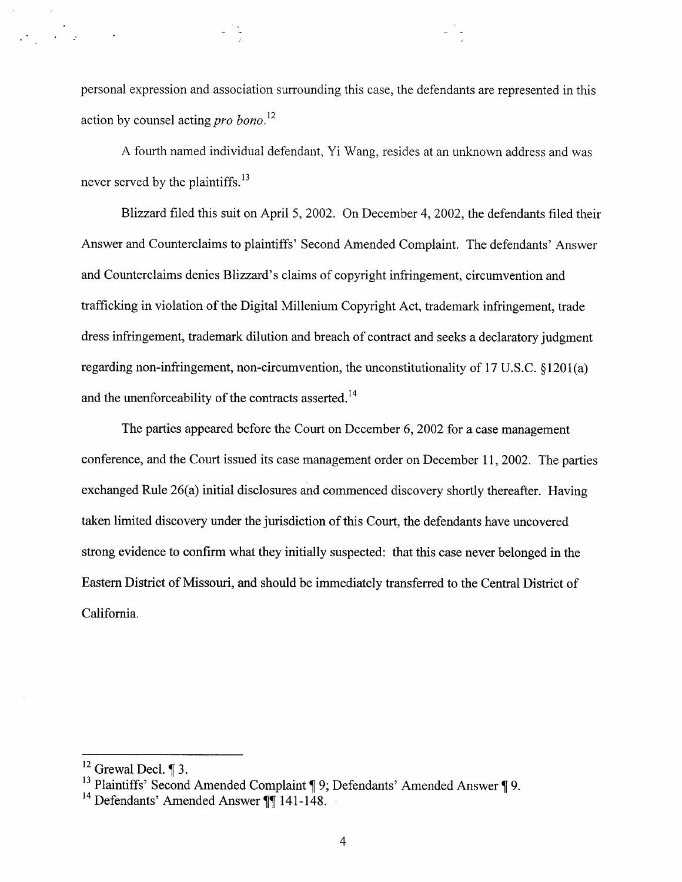personal expression and association surrounding this case, the defendants are represented in this action by counsel acting *pro bono*.[12]

A fourth named individual defendant, Yi Wang, resides at an unknown address and was never served by the plaintiffs.[13]

Blizzard filed this suit on April 5, 2002. On December 4, 2002, the defendants filed their Answer and Counterclaims to plaintiffs' Second Amended Complaint. The defendants' Answer and Counterclaims denies Blizzard's claims of copyright infringement, circumvention and trafficking in violation of the Digital Millenium Copyright Act, trademark infringement, trade dress infringement, trademark dilution and breach of contract and seeks a declaratory judgment regarding non-infringement, non-circumvention, the unconstitutionality of 17 U.S.C. §1201(a) and the unenforceability of the contracts asserted.[14]

The parties appeared before the Court on December 6, 2002 for a case management conference, and the Court issued its case management order on December 11, 2002. The parties exchanged Rule 26(a) initial disclosures and commenced discovery shortly thereafter. Having taken limited discovery under the jurisdiction of this Court, the defendants have uncovered strong evidence to confirm what they initially suspected: that this case never belonged in the Eastern District of Missouri, and should be immediately transferred to the Central District of California.

---

[12] Grewal Decl. ¶ 3.

[13] Plaintiffs' Second Amended Complaint ¶ 9; Defendants' Amended Answer ¶ 9.

[14] Defendants' Amended Answer ¶¶ 141-148.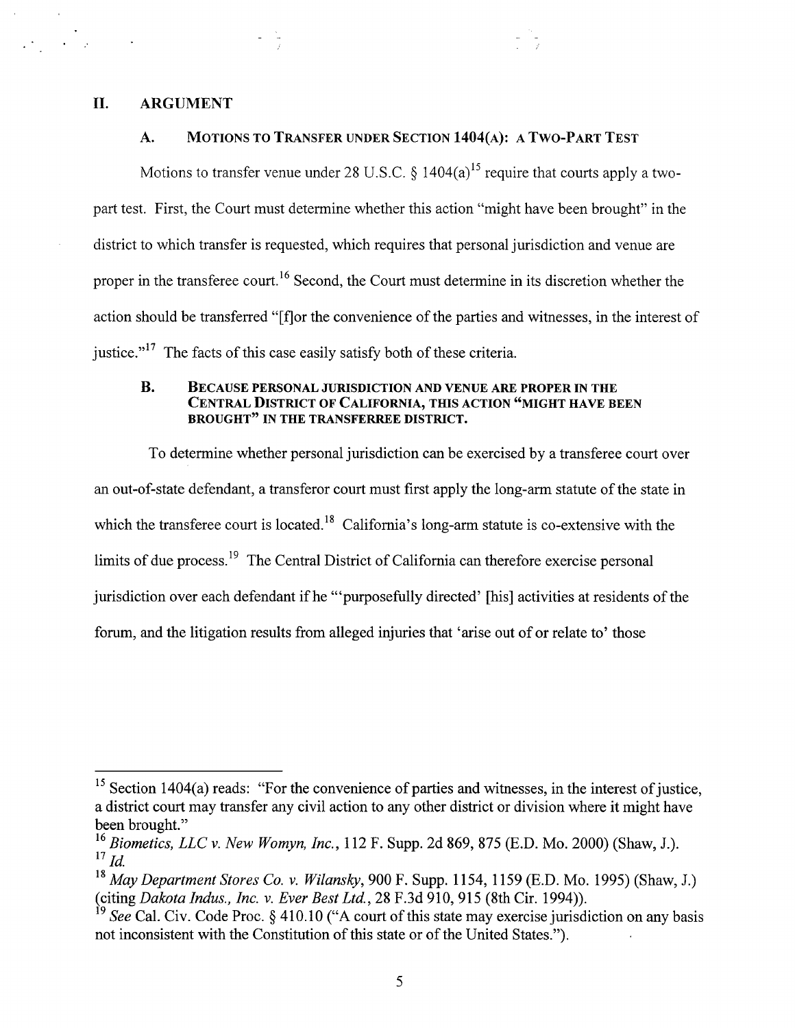## II. ARGUMENT

### A. MOTIONS TO TRANSFER UNDER SECTION 1404(A): A TWO-PART TEST

Motions to transfer venue under 28 U.S.C. § 1404(a)[15] require that courts apply a two-part test. First, the Court must determine whether this action "might have been brought" in the district to which transfer is requested, which requires that personal jurisdiction and venue are proper in the transferee court.[16] Second, the Court must determine in its discretion whether the action should be transferred "[f]or the convenience of the parties and witnesses, in the interest of justice."[17] The facts of this case easily satisfy both of these criteria.

### B. BECAUSE PERSONAL JURISDICTION AND VENUE ARE PROPER IN THE CENTRAL DISTRICT OF CALIFORNIA, THIS ACTION "MIGHT HAVE BEEN BROUGHT" IN THE TRANSFEREE DISTRICT.

To determine whether personal jurisdiction can be exercised by a transferee court over an out-of-state defendant, a transferor court must first apply the long-arm statute of the state in which the transferee court is located.[18] California's long-arm statute is co-extensive with the limits of due process.[19] The Central District of California can therefore exercise personal jurisdiction over each defendant if he "'purposefully directed' [his] activities at residents of the forum, and the litigation results from alleged injuries that 'arise out of or relate to' those

---

[15] Section 1404(a) reads: "For the convenience of parties and witnesses, in the interest of justice, a district court may transfer any civil action to any other district or division where it might have been brought."

[16] *Biometics, LLC v. New Womyn, Inc.*, 112 F. Supp. 2d 869, 875 (E.D. Mo. 2000) (Shaw, J.).

[17] *Id.*

[18] *May Department Stores Co. v. Wilansky*, 900 F. Supp. 1154, 1159 (E.D. Mo. 1995) (Shaw, J.) (citing *Dakota Indus., Inc. v. Ever Best Ltd.*, 28 F.3d 910, 915 (8th Cir. 1994)).

[19] *See* Cal. Civ. Code Proc. § 410.10 ("A court of this state may exercise jurisdiction on any basis not inconsistent with the Constitution of this state or of the United States.").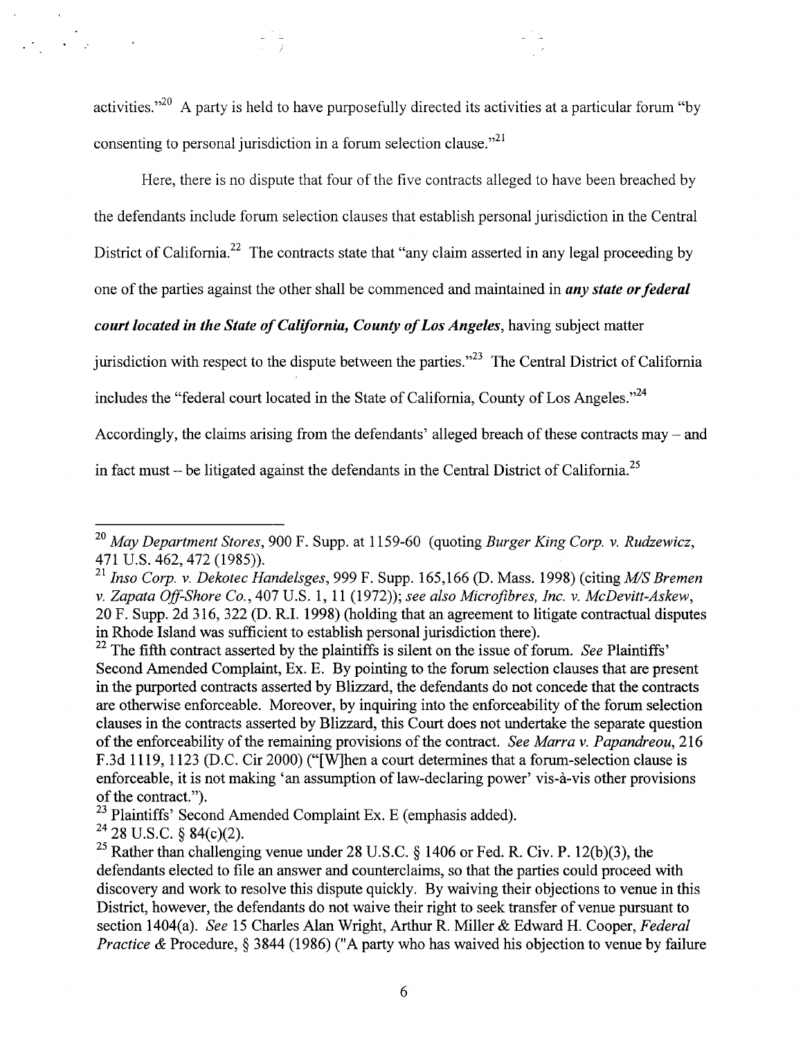activities."[20] A party is held to have purposefully directed its activities at a particular forum "by consenting to personal jurisdiction in a forum selection clause."[21]

Here, there is no dispute that four of the five contracts alleged to have been breached by the defendants include forum selection clauses that establish personal jurisdiction in the Central District of California.[22] The contracts state that "any claim asserted in any legal proceeding by one of the parties against the other shall be commenced and maintained in ***any state or federal court located in the State of California, County of Los Angeles***, having subject matter jurisdiction with respect to the dispute between the parties."[23] The Central District of California includes the "federal court located in the State of California, County of Los Angeles."[24] Accordingly, the claims arising from the defendants' alleged breach of these contracts may – and in fact must – be litigated against the defendants in the Central District of California.[25]

---

[20] *May Department Stores*, 900 F. Supp. at 1159-60 (quoting *Burger King Corp. v. Rudzewicz*, 471 U.S. 462, 472 (1985)).

[21] *Inso Corp. v. Dekotec Handelsges*, 999 F. Supp. 165,166 (D. Mass. 1998) (citing *M/S Bremen v. Zapata Off-Shore Co.*, 407 U.S. 1, 11 (1972)); *see also Microfibres, Inc. v. McDevitt-Askew*, 20 F. Supp. 2d 316, 322 (D. R.I. 1998) (holding that an agreement to litigate contractual disputes in Rhode Island was sufficient to establish personal jurisdiction there).

[22] The fifth contract asserted by the plaintiffs is silent on the issue of forum. *See* Plaintiffs' Second Amended Complaint, Ex. E. By pointing to the forum selection clauses that are present in the purported contracts asserted by Blizzard, the defendants do not concede that the contracts are otherwise enforceable. Moreover, by inquiring into the enforceability of the forum selection clauses in the contracts asserted by Blizzard, this Court does not undertake the separate question of the enforceability of the remaining provisions of the contract. *See Marra v. Papandreou*, 216 F.3d 1119, 1123 (D.C. Cir 2000) ("[W]hen a court determines that a forum-selection clause is enforceable, it is not making 'an assumption of law-declaring power' vis-à-vis other provisions of the contract.").

[23] Plaintiffs' Second Amended Complaint Ex. E (emphasis added).

[24] 28 U.S.C. § 84(c)(2).

[25] Rather than challenging venue under 28 U.S.C. § 1406 or Fed. R. Civ. P. 12(b)(3), the defendants elected to file an answer and counterclaims, so that the parties could proceed with discovery and work to resolve this dispute quickly. By waiving their objections to venue in this District, however, the defendants do not waive their right to seek transfer of venue pursuant to section 1404(a). *See* 15 Charles Alan Wright, Arthur R. Miller & Edward H. Cooper, *Federal Practice &* Procedure, § 3844 (1986) ("A party who has waived his objection to venue by failure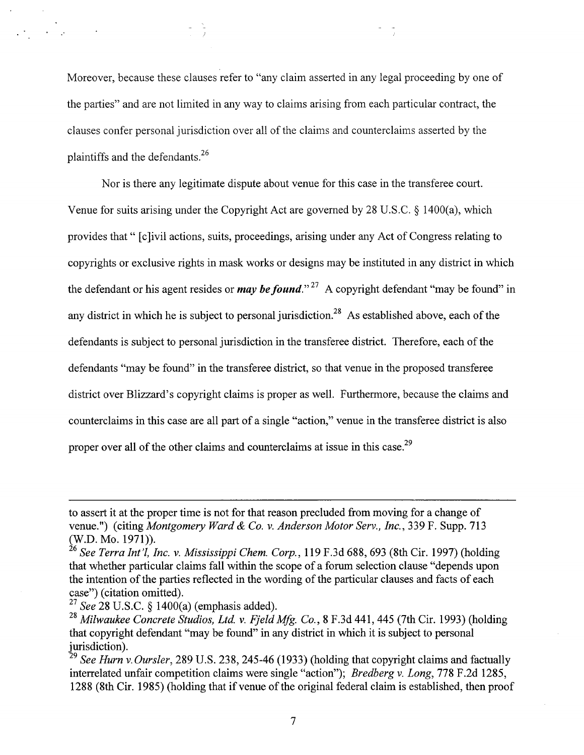Moreover, because these clauses refer to "any claim asserted in any legal proceeding by one of the parties" and are not limited in any way to claims arising from each particular contract, the clauses confer personal jurisdiction over all of the claims and counterclaims asserted by the plaintiffs and the defendants.[26]

Nor is there any legitimate dispute about venue for this case in the transferee court. Venue for suits arising under the Copyright Act are governed by 28 U.S.C. § 1400(a), which provides that " [c]ivil actions, suits, proceedings, arising under any Act of Congress relating to copyrights or exclusive rights in mask works or designs may be instituted in any district in which the defendant or his agent resides or ***may be found***."[27] A copyright defendant "may be found" in any district in which he is subject to personal jurisdiction.[28] As established above, each of the defendants is subject to personal jurisdiction in the transferee district. Therefore, each of the defendants "may be found" in the transferee district, so that venue in the proposed transferee district over Blizzard's copyright claims is proper as well. Furthermore, because the claims and counterclaims in this case are all part of a single "action," venue in the transferee district is also proper over all of the other claims and counterclaims at issue in this case.[29]

---

to assert it at the proper time is not for that reason precluded from moving for a change of venue.") (citing *Montgomery Ward & Co. v. Anderson Motor Serv., Inc.*, 339 F. Supp. 713 (W.D. Mo. 1971)).

[26] *See Terra Int'l, Inc. v. Mississippi Chem. Corp.*, 119 F.3d 688, 693 (8th Cir. 1997) (holding that whether particular claims fall within the scope of a forum selection clause "depends upon the intention of the parties reflected in the wording of the particular clauses and facts of each case") (citation omitted).

[27] *See* 28 U.S.C. § 1400(a) (emphasis added).

[28] *Milwaukee Concrete Studios, Ltd. v. Fjeld Mfg. Co.*, 8 F.3d 441, 445 (7th Cir. 1993) (holding that copyright defendant "may be found" in any district in which it is subject to personal jurisdiction).

[29] *See Hurn v. Oursler*, 289 U.S. 238, 245-46 (1933) (holding that copyright claims and factually interrelated unfair competition claims were single "action"); *Bredberg v. Long*, 778 F.2d 1285, 1288 (8th Cir. 1985) (holding that if venue of the original federal claim is established, then proof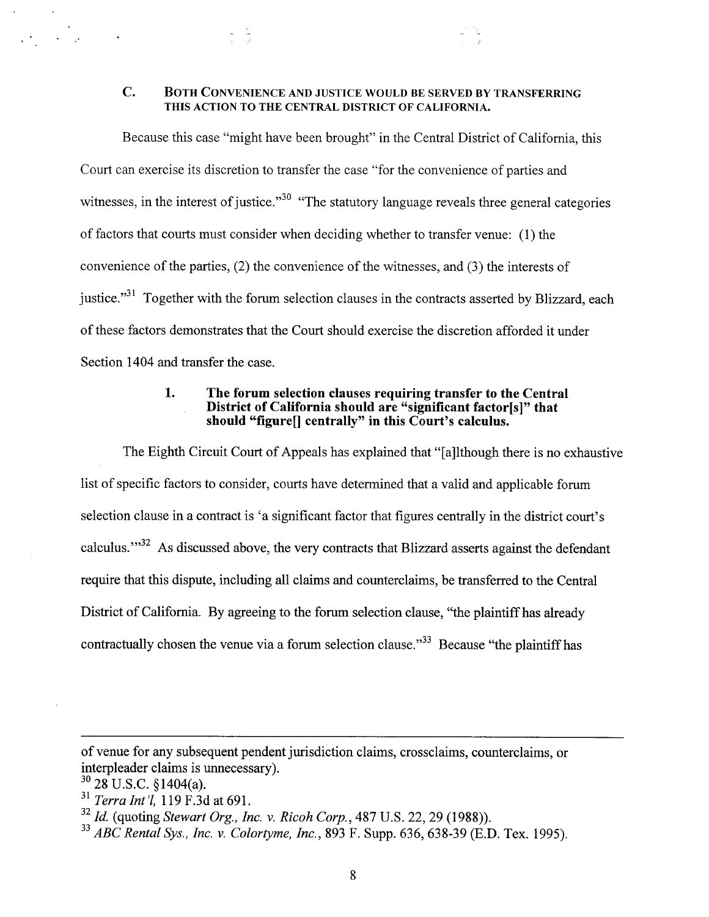### C. BOTH CONVENIENCE AND JUSTICE WOULD BE SERVED BY TRANSFERRING THIS ACTION TO THE CENTRAL DISTRICT OF CALIFORNIA.

Because this case "might have been brought" in the Central District of California, this Court can exercise its discretion to transfer the case "for the convenience of parties and witnesses, in the interest of justice."[30] "The statutory language reveals three general categories of factors that courts must consider when deciding whether to transfer venue: (1) the convenience of the parties, (2) the convenience of the witnesses, and (3) the interests of justice."[31] Together with the forum selection clauses in the contracts asserted by Blizzard, each of these factors demonstrates that the Court should exercise the discretion afforded it under Section 1404 and transfer the case.

#### 1. The forum selection clauses requiring transfer to the Central District of California should are "significant factor[s]" that should "figure[] centrally" in this Court's calculus.

The Eighth Circuit Court of Appeals has explained that "[a]lthough there is no exhaustive list of specific factors to consider, courts have determined that a valid and applicable forum selection clause in a contract is 'a significant factor that figures centrally in the district court's calculus.'"[32] As discussed above, the very contracts that Blizzard asserts against the defendant require that this dispute, including all claims and counterclaims, be transferred to the Central District of California. By agreeing to the forum selection clause, "the plaintiff has already contractually chosen the venue via a forum selection clause."[33] Because "the plaintiff has

---

of venue for any subsequent pendent jurisdiction claims, crossclaims, counterclaims, or interpleader claims is unnecessary).

[30] 28 U.S.C. §1404(a).

[31] *Terra Int'l*, 119 F.3d at 691.

[32] *Id.* (quoting *Stewart Org., Inc. v. Ricoh Corp.*, 487 U.S. 22, 29 (1988)).

[33] *ABC Rental Sys., Inc. v. Colortyme, Inc.*, 893 F. Supp. 636, 638-39 (E.D. Tex. 1995).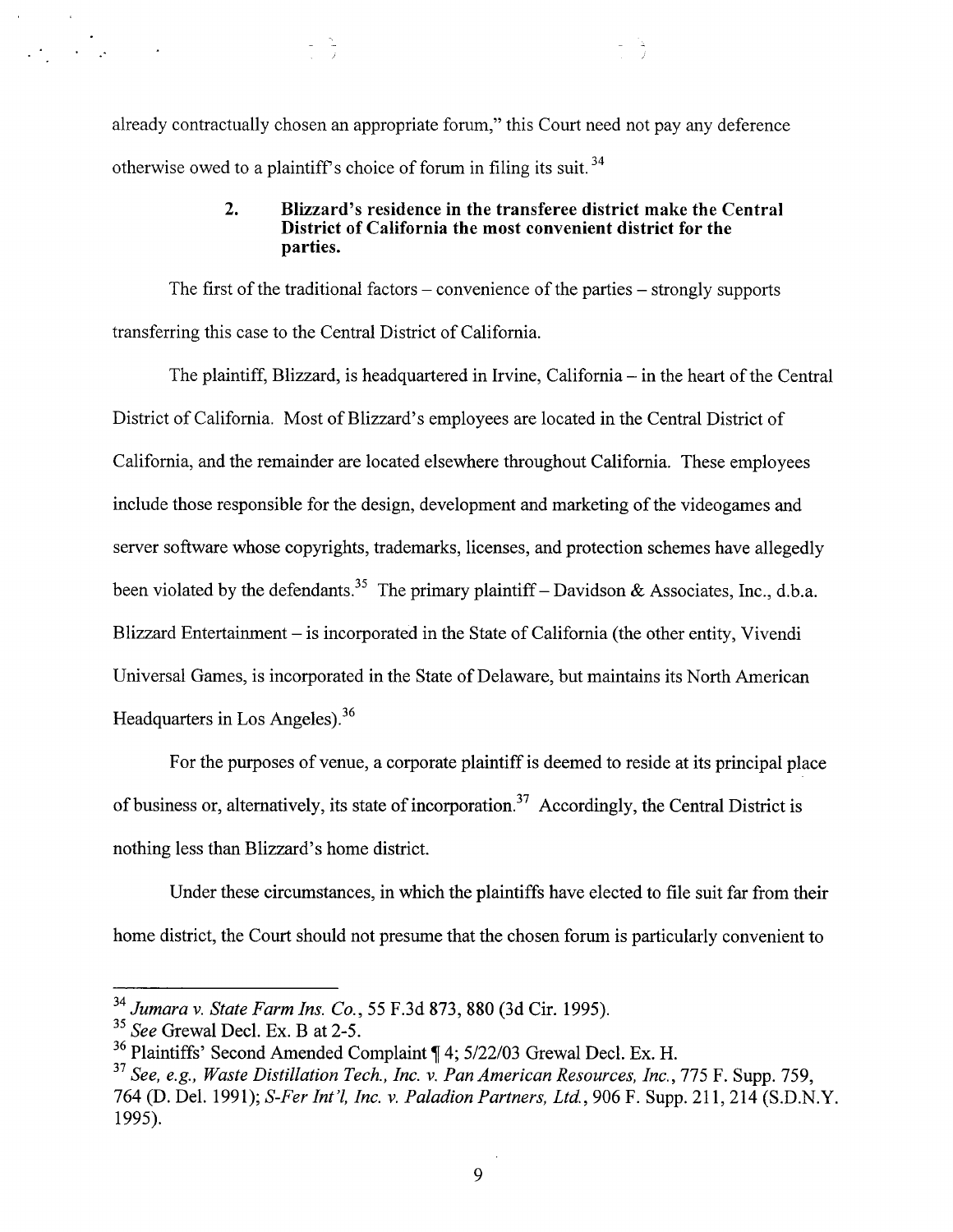already contractually chosen an appropriate forum," this Court need not pay any deference otherwise owed to a plaintiff's choice of forum in filing its suit.[34]

### 2. Blizzard's residence in the transferee district make the Central District of California the most convenient district for the parties.

The first of the traditional factors – convenience of the parties – strongly supports transferring this case to the Central District of California.

The plaintiff, Blizzard, is headquartered in Irvine, California – in the heart of the Central District of California. Most of Blizzard's employees are located in the Central District of California, and the remainder are located elsewhere throughout California. These employees include those responsible for the design, development and marketing of the videogames and server software whose copyrights, trademarks, licenses, and protection schemes have allegedly been violated by the defendants.[35] The primary plaintiff – Davidson & Associates, Inc., d.b.a. Blizzard Entertainment – is incorporated in the State of California (the other entity, Vivendi Universal Games, is incorporated in the State of Delaware, but maintains its North American Headquarters in Los Angeles).[36]

For the purposes of venue, a corporate plaintiff is deemed to reside at its principal place of business or, alternatively, its state of incorporation.[37] Accordingly, the Central District is nothing less than Blizzard's home district.

Under these circumstances, in which the plaintiffs have elected to file suit far from their home district, the Court should not presume that the chosen forum is particularly convenient to

---

[34] *Jumara v. State Farm Ins. Co.*, 55 F.3d 873, 880 (3d Cir. 1995).

[35] *See* Grewal Decl. Ex. B at 2-5.

[36] Plaintiffs' Second Amended Complaint ¶ 4; 5/22/03 Grewal Decl. Ex. H.

[37] *See, e.g., Waste Distillation Tech., Inc. v. Pan American Resources, Inc.*, 775 F. Supp. 759, 764 (D. Del. 1991); *S-Fer Int'l, Inc. v. Paladion Partners, Ltd.*, 906 F. Supp. 211, 214 (S.D.N.Y. 1995).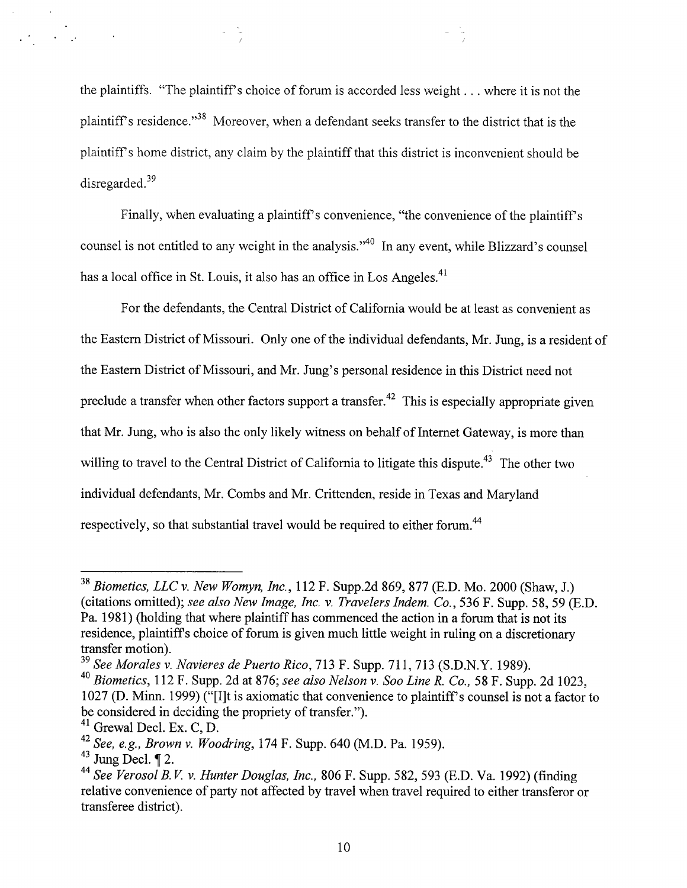the plaintiffs. "The plaintiff's choice of forum is accorded less weight . . . where it is not the plaintiff's residence."[38] Moreover, when a defendant seeks transfer to the district that is the plaintiff's home district, any claim by the plaintiff that this district is inconvenient should be disregarded.[39]

Finally, when evaluating a plaintiff's convenience, "the convenience of the plaintiff's counsel is not entitled to any weight in the analysis."[40] In any event, while Blizzard's counsel has a local office in St. Louis, it also has an office in Los Angeles.[41]

For the defendants, the Central District of California would be at least as convenient as the Eastern District of Missouri. Only one of the individual defendants, Mr. Jung, is a resident of the Eastern District of Missouri, and Mr. Jung's personal residence in this District need not preclude a transfer when other factors support a transfer.[42] This is especially appropriate given that Mr. Jung, who is also the only likely witness on behalf of Internet Gateway, is more than willing to travel to the Central District of California to litigate this dispute.[43] The other two individual defendants, Mr. Combs and Mr. Crittenden, reside in Texas and Maryland respectively, so that substantial travel would be required to either forum.[44]

---

[38] *Biometics, LLC v. New Womyn, Inc.*, 112 F. Supp.2d 869, 877 (E.D. Mo. 2000 (Shaw, J.) (citations omitted); *see also New Image, Inc. v. Travelers Indem. Co.*, 536 F. Supp. 58, 59 (E.D. Pa. 1981) (holding that where plaintiff has commenced the action in a forum that is not its residence, plaintiff's choice of forum is given much little weight in ruling on a discretionary transfer motion).

[39] *See Morales v. Navieres de Puerto Rico*, 713 F. Supp. 711, 713 (S.D.N.Y. 1989).

[40] *Biometics*, 112 F. Supp. 2d at 876; *see also Nelson v. Soo Line R. Co.*, 58 F. Supp. 2d 1023, 1027 (D. Minn. 1999) ("[I]t is axiomatic that convenience to plaintiff's counsel is not a factor to be considered in deciding the propriety of transfer.").

[41] Grewal Decl. Ex. C, D.

[42] *See, e.g., Brown v. Woodring*, 174 F. Supp. 640 (M.D. Pa. 1959).

[43] Jung Decl. ¶ 2.

[44] *See Verosol B.V. v. Hunter Douglas, Inc.*, 806 F. Supp. 582, 593 (E.D. Va. 1992) (finding relative convenience of party not affected by travel when travel required to either transferor or transferee district).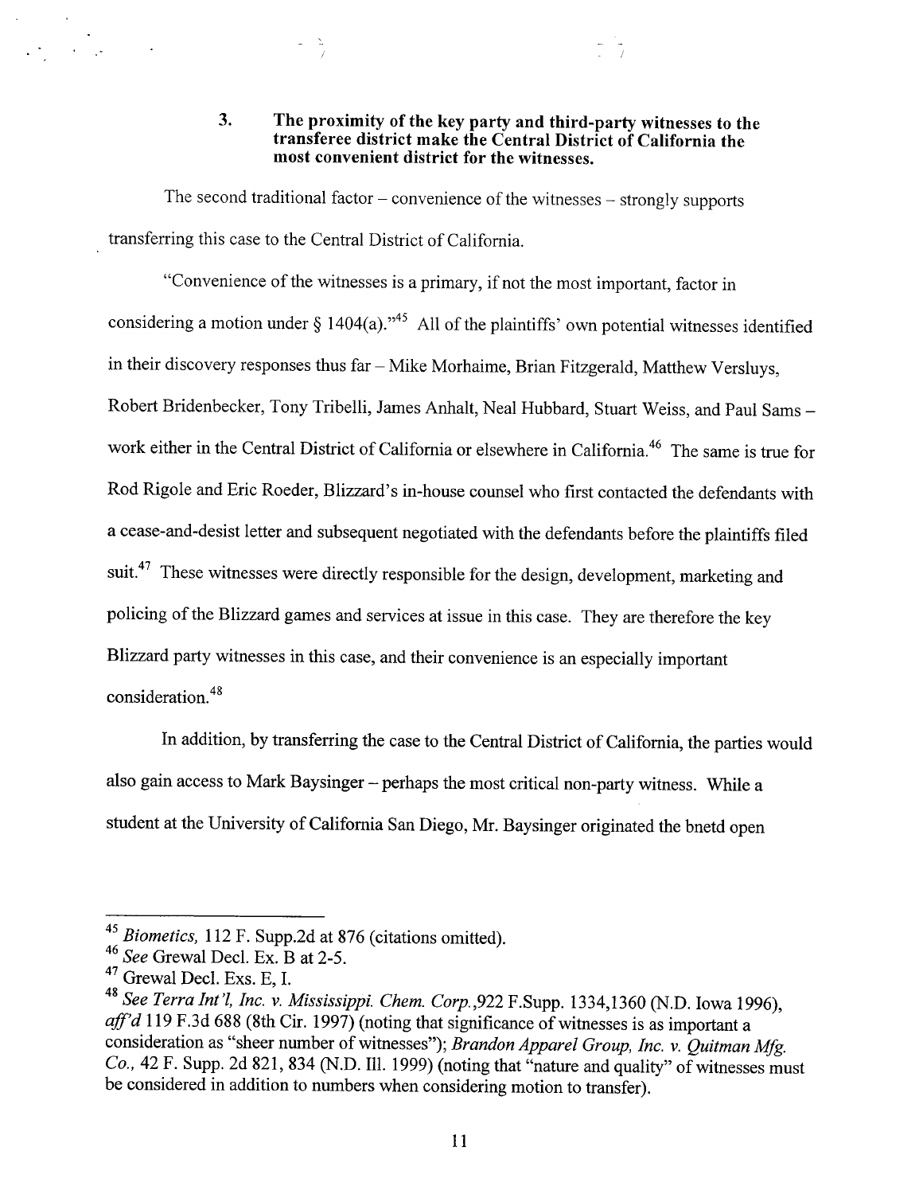### 3. The proximity of the key party and third-party witnesses to the transferee district make the Central District of California the most convenient district for the witnesses.

The second traditional factor – convenience of the witnesses – strongly supports transferring this case to the Central District of California.

"Convenience of the witnesses is a primary, if not the most important, factor in considering a motion under § 1404(a)."[45] All of the plaintiffs' own potential witnesses identified in their discovery responses thus far – Mike Morhaime, Brian Fitzgerald, Matthew Versluys, Robert Bridenbecker, Tony Tribelli, James Anhalt, Neal Hubbard, Stuart Weiss, and Paul Sams – work either in the Central District of California or elsewhere in California.[46] The same is true for Rod Rigole and Eric Roeder, Blizzard's in-house counsel who first contacted the defendants with a cease-and-desist letter and subsequent negotiated with the defendants before the plaintiffs filed suit.[47] These witnesses were directly responsible for the design, development, marketing and policing of the Blizzard games and services at issue in this case. They are therefore the key Blizzard party witnesses in this case, and their convenience is an especially important consideration.[48]

In addition, by transferring the case to the Central District of California, the parties would also gain access to Mark Baysinger – perhaps the most critical non-party witness. While a student at the University of California San Diego, Mr. Baysinger originated the bnetd open

---

[45] *Biometics,* 112 F. Supp.2d at 876 (citations omitted).

[46] *See* Grewal Decl. Ex. B at 2-5.

[47] Grewal Decl. Exs. E, I.

[48] *See Terra Int'l, Inc. v. Mississippi. Chem. Corp.*,922 F.Supp. 1334,1360 (N.D. Iowa 1996), *aff'd* 119 F.3d 688 (8th Cir. 1997) (noting that significance of witnesses is as important a consideration as "sheer number of witnesses"); *Brandon Apparel Group, Inc. v. Quitman Mfg. Co.,* 42 F. Supp. 2d 821, 834 (N.D. Ill. 1999) (noting that "nature and quality" of witnesses must be considered in addition to numbers when considering motion to transfer).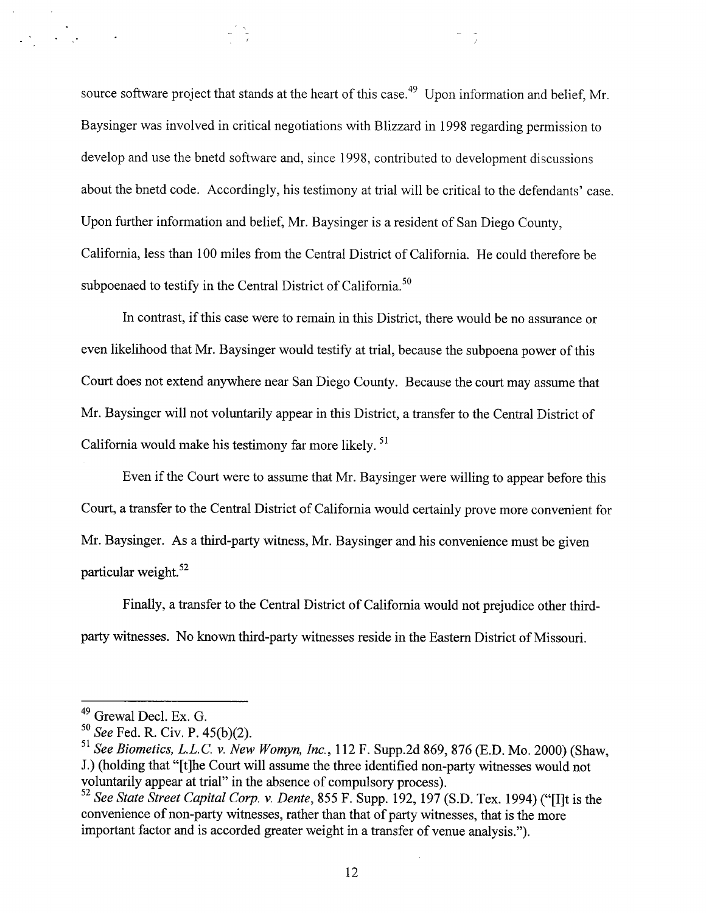source software project that stands at the heart of this case.[49] Upon information and belief, Mr. Baysinger was involved in critical negotiations with Blizzard in 1998 regarding permission to develop and use the bnetd software and, since 1998, contributed to development discussions about the bnetd code. Accordingly, his testimony at trial will be critical to the defendants' case. Upon further information and belief, Mr. Baysinger is a resident of San Diego County, California, less than 100 miles from the Central District of California. He could therefore be subpoenaed to testify in the Central District of California.[50]

In contrast, if this case were to remain in this District, there would be no assurance or even likelihood that Mr. Baysinger would testify at trial, because the subpoena power of this Court does not extend anywhere near San Diego County. Because the court may assume that Mr. Baysinger will not voluntarily appear in this District, a transfer to the Central District of California would make his testimony far more likely.[51]

Even if the Court were to assume that Mr. Baysinger were willing to appear before this Court, a transfer to the Central District of California would certainly prove more convenient for Mr. Baysinger. As a third-party witness, Mr. Baysinger and his convenience must be given particular weight.[52]

Finally, a transfer to the Central District of California would not prejudice other third-party witnesses. No known third-party witnesses reside in the Eastern District of Missouri.

---

[49] Grewal Decl. Ex. G.

[50] *See* Fed. R. Civ. P. 45(b)(2).

[51] *See Biometics, L.L.C. v. New Womyn, Inc.*, 112 F. Supp.2d 869, 876 (E.D. Mo. 2000) (Shaw, J.) (holding that "[t]he Court will assume the three identified non-party witnesses would not voluntarily appear at trial" in the absence of compulsory process).

[52] *See State Street Capital Corp. v. Dente*, 855 F. Supp. 192, 197 (S.D. Tex. 1994) ("[I]t is the convenience of non-party witnesses, rather than that of party witnesses, that is the more important factor and is accorded greater weight in a transfer of venue analysis.").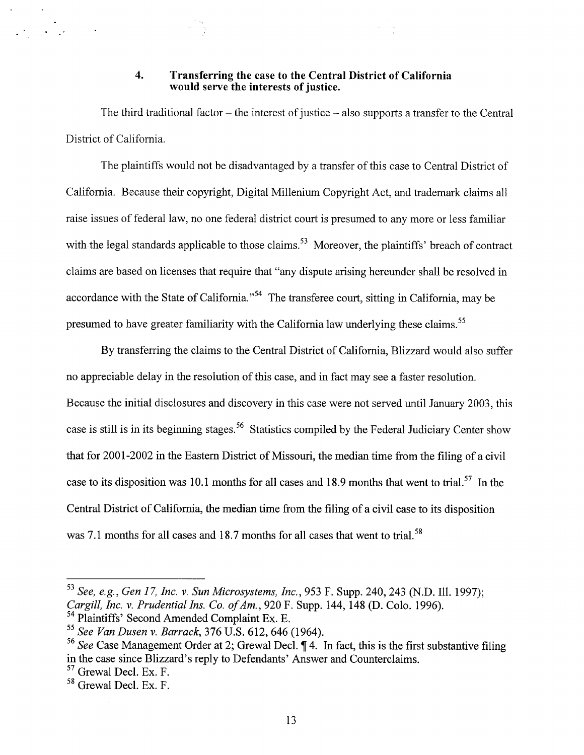### 4. Transferring the case to the Central District of California would serve the interests of justice.

The third traditional factor – the interest of justice – also supports a transfer to the Central District of California.

The plaintiffs would not be disadvantaged by a transfer of this case to Central District of California. Because their copyright, Digital Millenium Copyright Act, and trademark claims all raise issues of federal law, no one federal district court is presumed to any more or less familiar with the legal standards applicable to those claims.[53] Moreover, the plaintiffs' breach of contract claims are based on licenses that require that "any dispute arising hereunder shall be resolved in accordance with the State of California."[54] The transferee court, sitting in California, may be presumed to have greater familiarity with the California law underlying these claims.[55]

By transferring the claims to the Central District of California, Blizzard would also suffer no appreciable delay in the resolution of this case, and in fact may see a faster resolution. Because the initial disclosures and discovery in this case were not served until January 2003, this case is still is in its beginning stages.[56] Statistics compiled by the Federal Judiciary Center show that for 2001-2002 in the Eastern District of Missouri, the median time from the filing of a civil case to its disposition was 10.1 months for all cases and 18.9 months that went to trial.[57] In the Central District of California, the median time from the filing of a civil case to its disposition was 7.1 months for all cases and 18.7 months for all cases that went to trial.[58]

---

[53] *See, e.g.*, *Gen 17, Inc. v. Sun Microsystems, Inc.*, 953 F. Supp. 240, 243 (N.D. Ill. 1997); *Cargill, Inc. v. Prudential Ins. Co. of Am.*, 920 F. Supp. 144, 148 (D. Colo. 1996).

[54] Plaintiffs' Second Amended Complaint Ex. E.

[55] *See Van Dusen v. Barrack*, 376 U.S. 612, 646 (1964).

[56] *See* Case Management Order at 2; Grewal Decl. ¶ 4. In fact, this is the first substantive filing in the case since Blizzard's reply to Defendants' Answer and Counterclaims.

[57] Grewal Decl. Ex. F.

[58] Grewal Decl. Ex. F.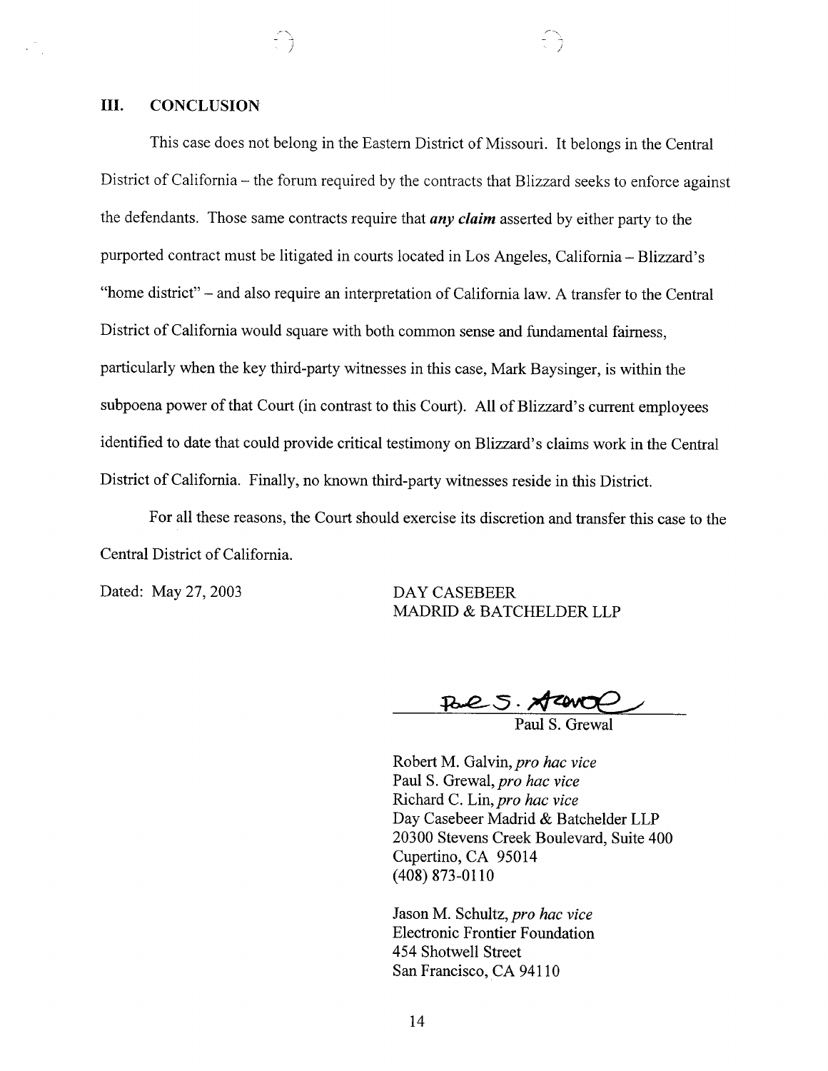## III. CONCLUSION

This case does not belong in the Eastern District of Missouri. It belongs in the Central District of California – the forum required by the contracts that Blizzard seeks to enforce against the defendants. Those same contracts require that ***any claim*** asserted by either party to the purported contract must be litigated in courts located in Los Angeles, California – Blizzard's "home district" – and also require an interpretation of California law. A transfer to the Central District of California would square with both common sense and fundamental fairness, particularly when the key third-party witnesses in this case, Mark Baysinger, is within the subpoena power of that Court (in contrast to this Court). All of Blizzard's current employees identified to date that could provide critical testimony on Blizzard's claims work in the Central District of California. Finally, no known third-party witnesses reside in this District.

For all these reasons, the Court should exercise its discretion and transfer this case to the Central District of California.

Dated: May 27, 2003

DAY CASEBEER
MADRID & BATCHELDER LLP

Paul S. Grewal

Robert M. Galvin, *pro hac vice*
Paul S. Grewal, *pro hac vice*
Richard C. Lin, *pro hac vice*
Day Casebeer Madrid & Batchelder LLP
20300 Stevens Creek Boulevard, Suite 400
Cupertino, CA 95014
(408) 873-0110

Jason M. Schultz, *pro hac vice*
Electronic Frontier Foundation
454 Shotwell Street
San Francisco, CA 94110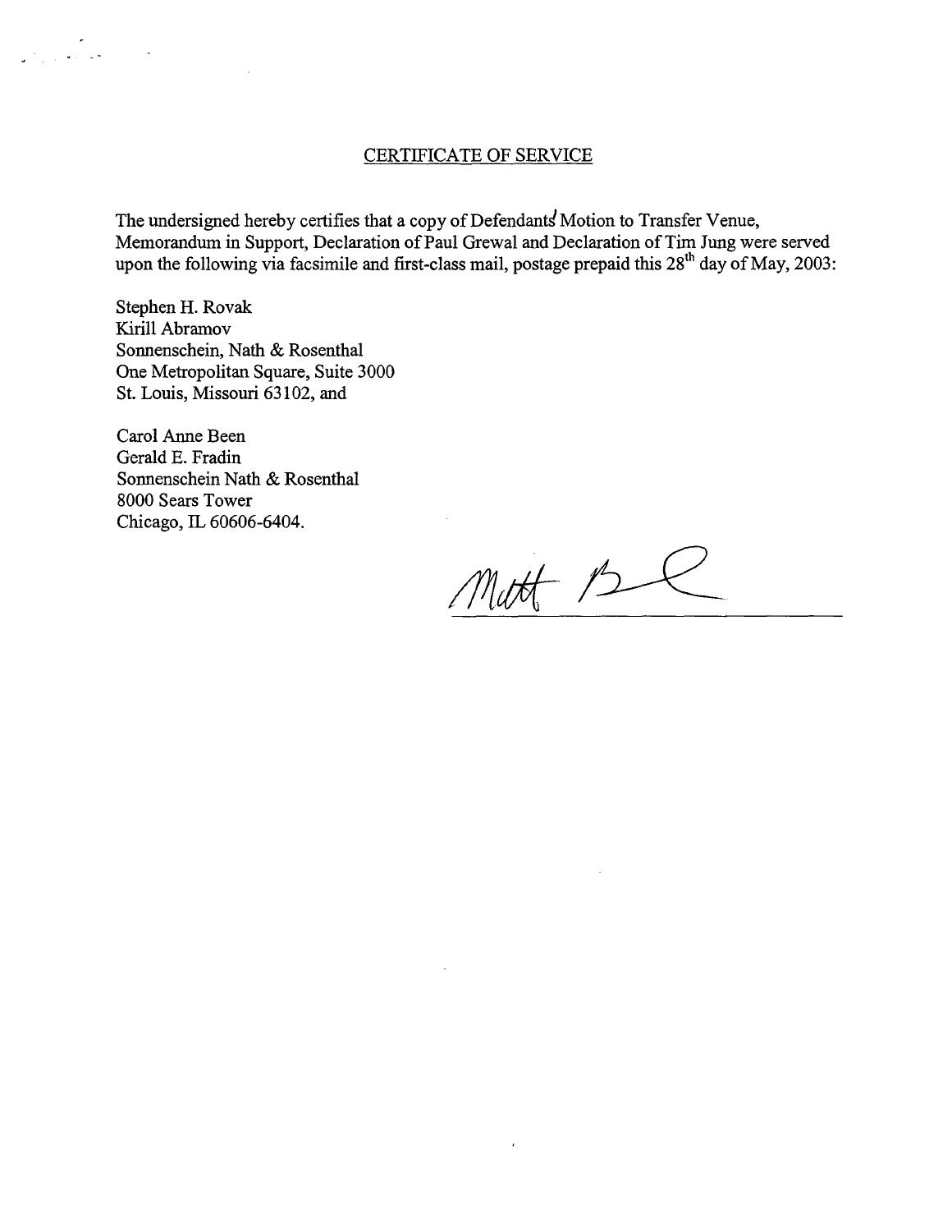CERTIFICATE OF SERVICE

The undersigned hereby certifies that a copy of Defendants' Motion to Transfer Venue, Memorandum in Support, Declaration of Paul Grewal and Declaration of Tim Jung were served upon the following via facsimile and first-class mail, postage prepaid this 28th day of May, 2003:

Stephen H. Rovak
Kirill Abramov
Sonnenschein, Nath & Rosenthal
One Metropolitan Square, Suite 3000
St. Louis, Missouri 63102, and

Carol Anne Been
Gerald E. Fradin
Sonnenschein Nath & Rosenthal
8000 Sears Tower
Chicago, IL 60606-6404.

Matt B